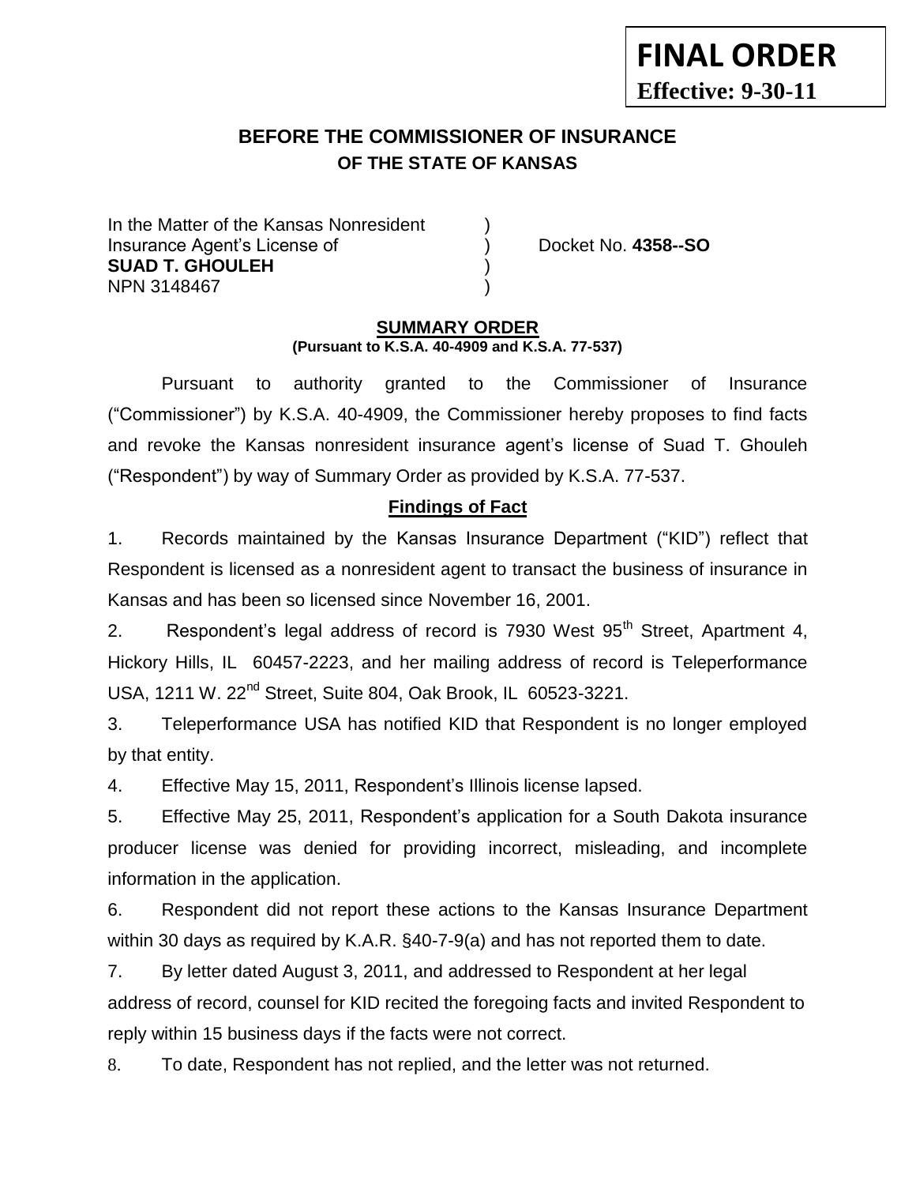**FINAL ORDER**
**Effective: 9-30-11**

# BEFORE THE COMMISSIONER OF INSURANCE
## OF THE STATE OF KANSAS

In the Matter of the Kansas Nonresident )
Insurance Agent's License of ) Docket No. **4358--SO**
**SUAD T. GHOULEH** )
NPN 3148467 )

## SUMMARY ORDER
**(Pursuant to K.S.A. 40-4909 and K.S.A. 77-537)**

Pursuant to authority granted to the Commissioner of Insurance ("Commissioner") by K.S.A. 40-4909, the Commissioner hereby proposes to find facts and revoke the Kansas nonresident insurance agent's license of Suad T. Ghouleh ("Respondent") by way of Summary Order as provided by K.S.A. 77-537.

### Findings of Fact

1. Records maintained by the Kansas Insurance Department ("KID") reflect that Respondent is licensed as a nonresident agent to transact the business of insurance in Kansas and has been so licensed since November 16, 2001.

2. Respondent's legal address of record is 7930 West 95th Street, Apartment 4, Hickory Hills, IL 60457-2223, and her mailing address of record is Teleperformance USA, 1211 W. 22nd Street, Suite 804, Oak Brook, IL 60523-3221.

3. Teleperformance USA has notified KID that Respondent is no longer employed by that entity.

4. Effective May 15, 2011, Respondent's Illinois license lapsed.

5. Effective May 25, 2011, Respondent's application for a South Dakota insurance producer license was denied for providing incorrect, misleading, and incomplete information in the application.

6. Respondent did not report these actions to the Kansas Insurance Department within 30 days as required by K.A.R. §40-7-9(a) and has not reported them to date.

7. By letter dated August 3, 2011, and addressed to Respondent at her legal address of record, counsel for KID recited the foregoing facts and invited Respondent to reply within 15 business days if the facts were not correct.

8. To date, Respondent has not replied, and the letter was not returned.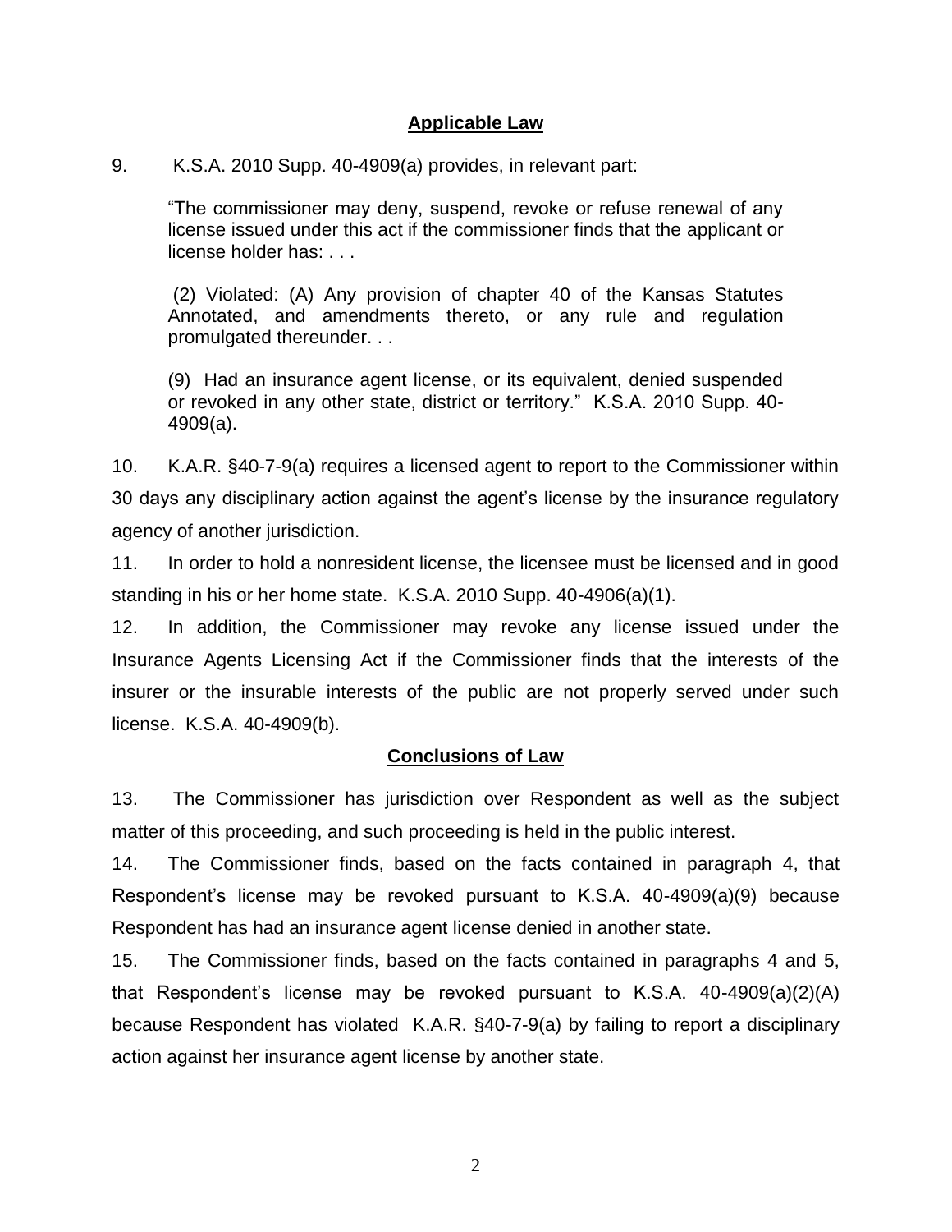## Applicable Law

9. K.S.A. 2010 Supp. 40-4909(a) provides, in relevant part:

> "The commissioner may deny, suspend, revoke or refuse renewal of any license issued under this act if the commissioner finds that the applicant or license holder has: . . .
>
> (2) Violated: (A) Any provision of chapter 40 of the Kansas Statutes Annotated, and amendments thereto, or any rule and regulation promulgated thereunder. . .
>
> (9) Had an insurance agent license, or its equivalent, denied suspended or revoked in any other state, district or territory." K.S.A. 2010 Supp. 40-4909(a).

10. K.A.R. §40-7-9(a) requires a licensed agent to report to the Commissioner within 30 days any disciplinary action against the agent's license by the insurance regulatory agency of another jurisdiction.

11. In order to hold a nonresident license, the licensee must be licensed and in good standing in his or her home state. K.S.A. 2010 Supp. 40-4906(a)(1).

12. In addition, the Commissioner may revoke any license issued under the Insurance Agents Licensing Act if the Commissioner finds that the interests of the insurer or the insurable interests of the public are not properly served under such license. K.S.A. 40-4909(b).

## Conclusions of Law

13. The Commissioner has jurisdiction over Respondent as well as the subject matter of this proceeding, and such proceeding is held in the public interest.

14. The Commissioner finds, based on the facts contained in paragraph 4, that Respondent's license may be revoked pursuant to K.S.A. 40-4909(a)(9) because Respondent has had an insurance agent license denied in another state.

15. The Commissioner finds, based on the facts contained in paragraphs 4 and 5, that Respondent's license may be revoked pursuant to K.S.A. 40-4909(a)(2)(A) because Respondent has violated K.A.R. §40-7-9(a) by failing to report a disciplinary action against her insurance agent license by another state.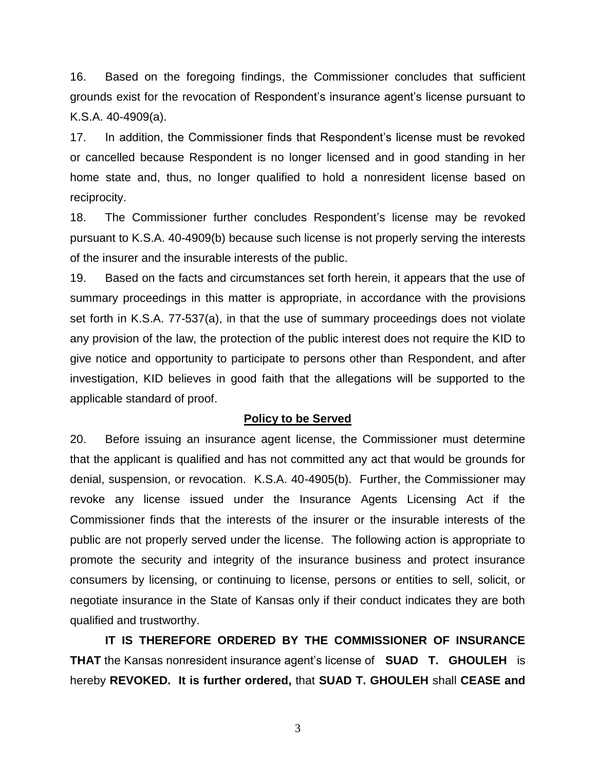16. Based on the foregoing findings, the Commissioner concludes that sufficient grounds exist for the revocation of Respondent's insurance agent's license pursuant to K.S.A. 40-4909(a).

17. In addition, the Commissioner finds that Respondent's license must be revoked or cancelled because Respondent is no longer licensed and in good standing in her home state and, thus, no longer qualified to hold a nonresident license based on reciprocity.

18. The Commissioner further concludes Respondent's license may be revoked pursuant to K.S.A. 40-4909(b) because such license is not properly serving the interests of the insurer and the insurable interests of the public.

19. Based on the facts and circumstances set forth herein, it appears that the use of summary proceedings in this matter is appropriate, in accordance with the provisions set forth in K.S.A. 77-537(a), in that the use of summary proceedings does not violate any provision of the law, the protection of the public interest does not require the KID to give notice and opportunity to participate to persons other than Respondent, and after investigation, KID believes in good faith that the allegations will be supported to the applicable standard of proof.

## Policy to be Served

20. Before issuing an insurance agent license, the Commissioner must determine that the applicant is qualified and has not committed any act that would be grounds for denial, suspension, or revocation. K.S.A. 40-4905(b). Further, the Commissioner may revoke any license issued under the Insurance Agents Licensing Act if the Commissioner finds that the interests of the insurer or the insurable interests of the public are not properly served under the license. The following action is appropriate to promote the security and integrity of the insurance business and protect insurance consumers by licensing, or continuing to license, persons or entities to sell, solicit, or negotiate insurance in the State of Kansas only if their conduct indicates they are both qualified and trustworthy.

**IT IS THEREFORE ORDERED BY THE COMMISSIONER OF INSURANCE THAT** the Kansas nonresident insurance agent's license of **SUAD T. GHOULEH** is hereby **REVOKED. It is further ordered,** that **SUAD T. GHOULEH** shall **CEASE and**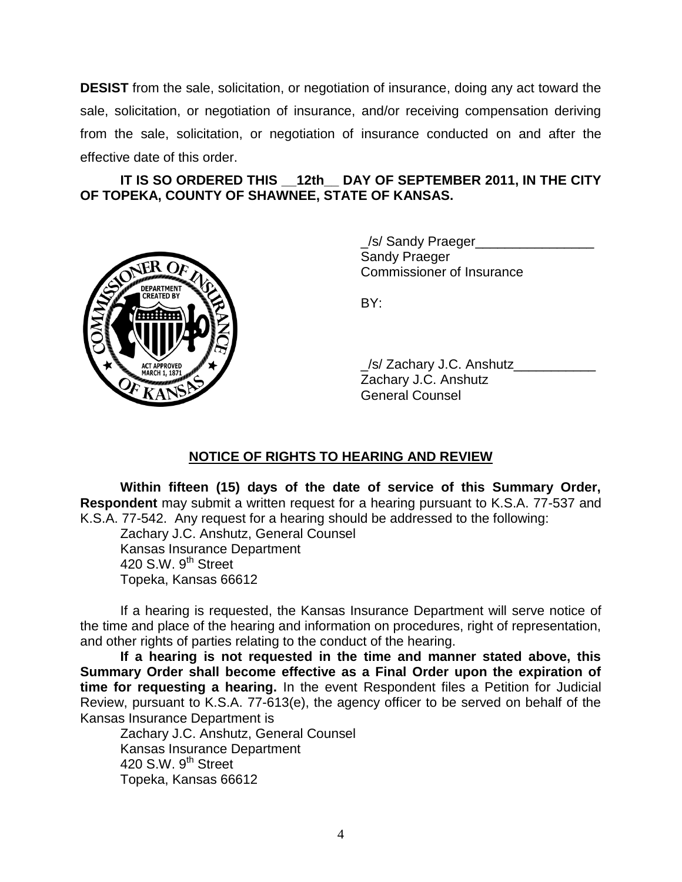**DESIST** from the sale, solicitation, or negotiation of insurance, doing any act toward the sale, solicitation, or negotiation of insurance, and/or receiving compensation deriving from the sale, solicitation, or negotiation of insurance conducted on and after the effective date of this order.

**IT IS SO ORDERED THIS __12th__ DAY OF SEPTEMBER 2011, IN THE CITY OF TOPEKA, COUNTY OF SHAWNEE, STATE OF KANSAS.**

_/s/ Sandy Praeger________________
Sandy Praeger
Commissioner of Insurance

BY:

_/s/ Zachary J.C. Anshutz___________
Zachary J.C. Anshutz
General Counsel

## NOTICE OF RIGHTS TO HEARING AND REVIEW

**Within fifteen (15) days of the date of service of this Summary Order, Respondent** may submit a written request for a hearing pursuant to K.S.A. 77-537 and K.S.A. 77-542. Any request for a hearing should be addressed to the following:

Zachary J.C. Anshutz, General Counsel
Kansas Insurance Department
420 S.W. 9th Street
Topeka, Kansas 66612

If a hearing is requested, the Kansas Insurance Department will serve notice of the time and place of the hearing and information on procedures, right of representation, and other rights of parties relating to the conduct of the hearing.

**If a hearing is not requested in the time and manner stated above, this Summary Order shall become effective as a Final Order upon the expiration of time for requesting a hearing.** In the event Respondent files a Petition for Judicial Review, pursuant to K.S.A. 77-613(e), the agency officer to be served on behalf of the Kansas Insurance Department is

Zachary J.C. Anshutz, General Counsel
Kansas Insurance Department
420 S.W. 9th Street
Topeka, Kansas 66612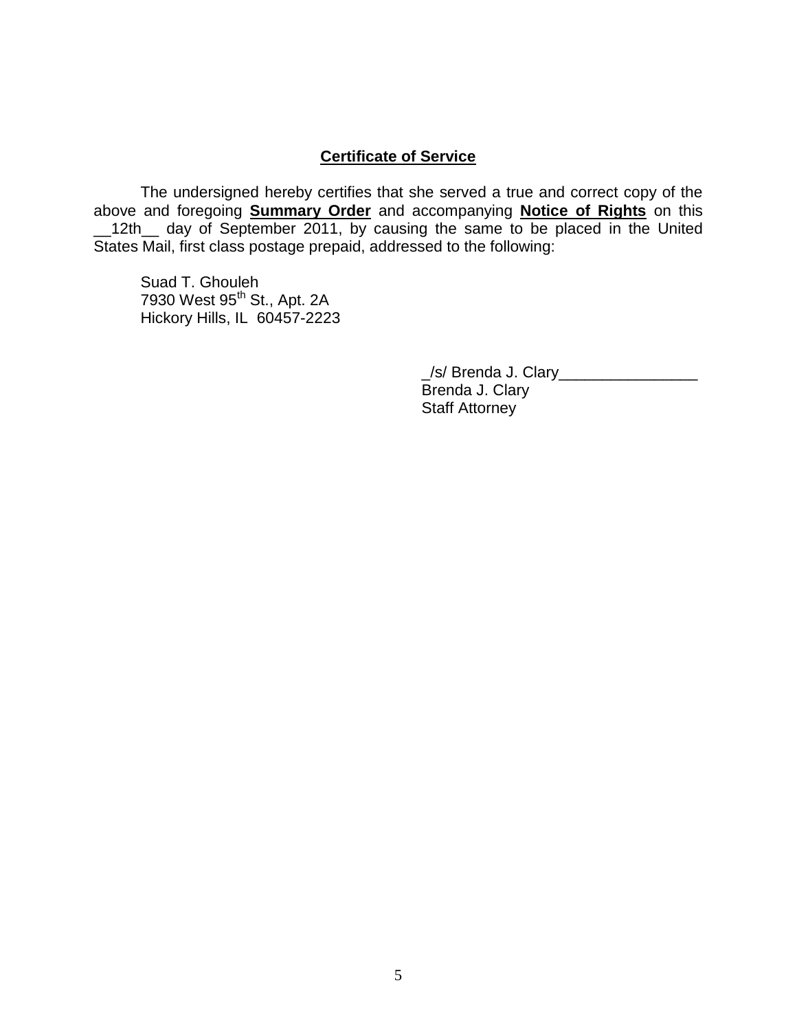**Certificate of Service**

The undersigned hereby certifies that she served a true and correct copy of the above and foregoing **Summary Order** and accompanying **Notice of Rights** on this __12th__ day of September 2011, by causing the same to be placed in the United States Mail, first class postage prepaid, addressed to the following:

Suad T. Ghouleh
7930 West 95th St., Apt. 2A
Hickory Hills, IL 60457-2223

_/s/ Brenda J. Clary________________
Brenda J. Clary
Staff Attorney